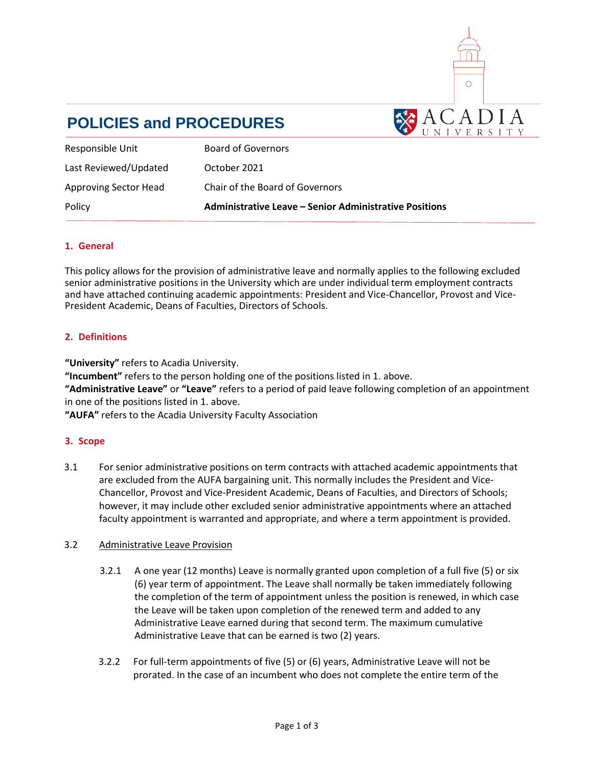# POLICIES and PROCEDURES

| | |
|---|---|
| Responsible Unit | Board of Governors |
| Last Reviewed/Updated | October 2021 |
| Approving Sector Head | Chair of the Board of Governors |
| Policy | **Administrative Leave – Senior Administrative Positions** |

## 1. General

This policy allows for the provision of administrative leave and normally applies to the following excluded senior administrative positions in the University which are under individual term employment contracts and have attached continuing academic appointments: President and Vice-Chancellor, Provost and Vice-President Academic, Deans of Faculties, Directors of Schools.

## 2. Definitions

**"University"** refers to Acadia University.
**"Incumbent"** refers to the person holding one of the positions listed in 1. above.
**"Administrative Leave"** or **"Leave"** refers to a period of paid leave following completion of an appointment in one of the positions listed in 1. above.
**"AUFA"** refers to the Acadia University Faculty Association

## 3. Scope

3.1 For senior administrative positions on term contracts with attached academic appointments that are excluded from the AUFA bargaining unit. This normally includes the President and Vice-Chancellor, Provost and Vice-President Academic, Deans of Faculties, and Directors of Schools; however, it may include other excluded senior administrative appointments where an attached faculty appointment is warranted and appropriate, and where a term appointment is provided.

3.2 Administrative Leave Provision

3.2.1 A one year (12 months) Leave is normally granted upon completion of a full five (5) or six (6) year term of appointment. The Leave shall normally be taken immediately following the completion of the term of appointment unless the position is renewed, in which case the Leave will be taken upon completion of the renewed term and added to any Administrative Leave earned during that second term. The maximum cumulative Administrative Leave that can be earned is two (2) years.

3.2.2 For full-term appointments of five (5) or (6) years, Administrative Leave will not be prorated. In the case of an incumbent who does not complete the entire term of the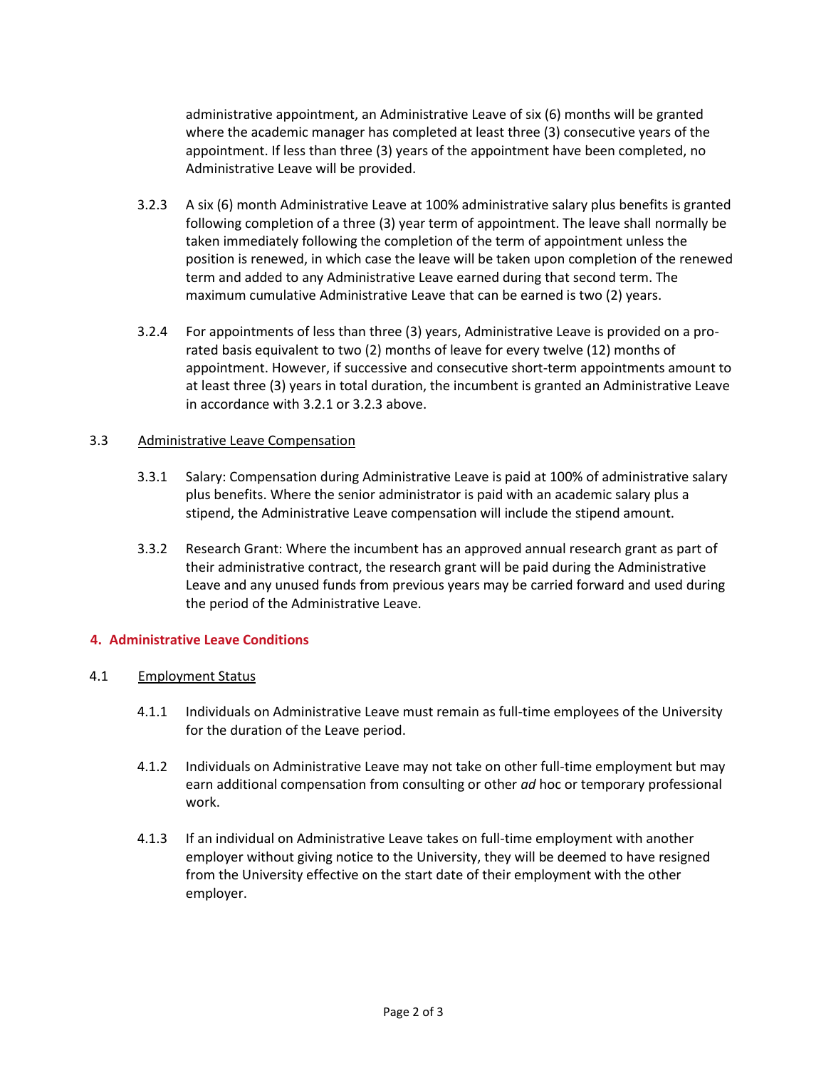administrative appointment, an Administrative Leave of six (6) months will be granted where the academic manager has completed at least three (3) consecutive years of the appointment. If less than three (3) years of the appointment have been completed, no Administrative Leave will be provided.

3.2.3 A six (6) month Administrative Leave at 100% administrative salary plus benefits is granted following completion of a three (3) year term of appointment. The leave shall normally be taken immediately following the completion of the term of appointment unless the position is renewed, in which case the leave will be taken upon completion of the renewed term and added to any Administrative Leave earned during that second term. The maximum cumulative Administrative Leave that can be earned is two (2) years.

3.2.4 For appointments of less than three (3) years, Administrative Leave is provided on a pro-rated basis equivalent to two (2) months of leave for every twelve (12) months of appointment. However, if successive and consecutive short-term appointments amount to at least three (3) years in total duration, the incumbent is granted an Administrative Leave in accordance with 3.2.1 or 3.2.3 above.

3.3 Administrative Leave Compensation

3.3.1 Salary: Compensation during Administrative Leave is paid at 100% of administrative salary plus benefits. Where the senior administrator is paid with an academic salary plus a stipend, the Administrative Leave compensation will include the stipend amount.

3.3.2 Research Grant: Where the incumbent has an approved annual research grant as part of their administrative contract, the research grant will be paid during the Administrative Leave and any unused funds from previous years may be carried forward and used during the period of the Administrative Leave.

## 4. Administrative Leave Conditions

4.1 Employment Status

4.1.1 Individuals on Administrative Leave must remain as full-time employees of the University for the duration of the Leave period.

4.1.2 Individuals on Administrative Leave may not take on other full-time employment but may earn additional compensation from consulting or other *ad* hoc or temporary professional work.

4.1.3 If an individual on Administrative Leave takes on full-time employment with another employer without giving notice to the University, they will be deemed to have resigned from the University effective on the start date of their employment with the other employer.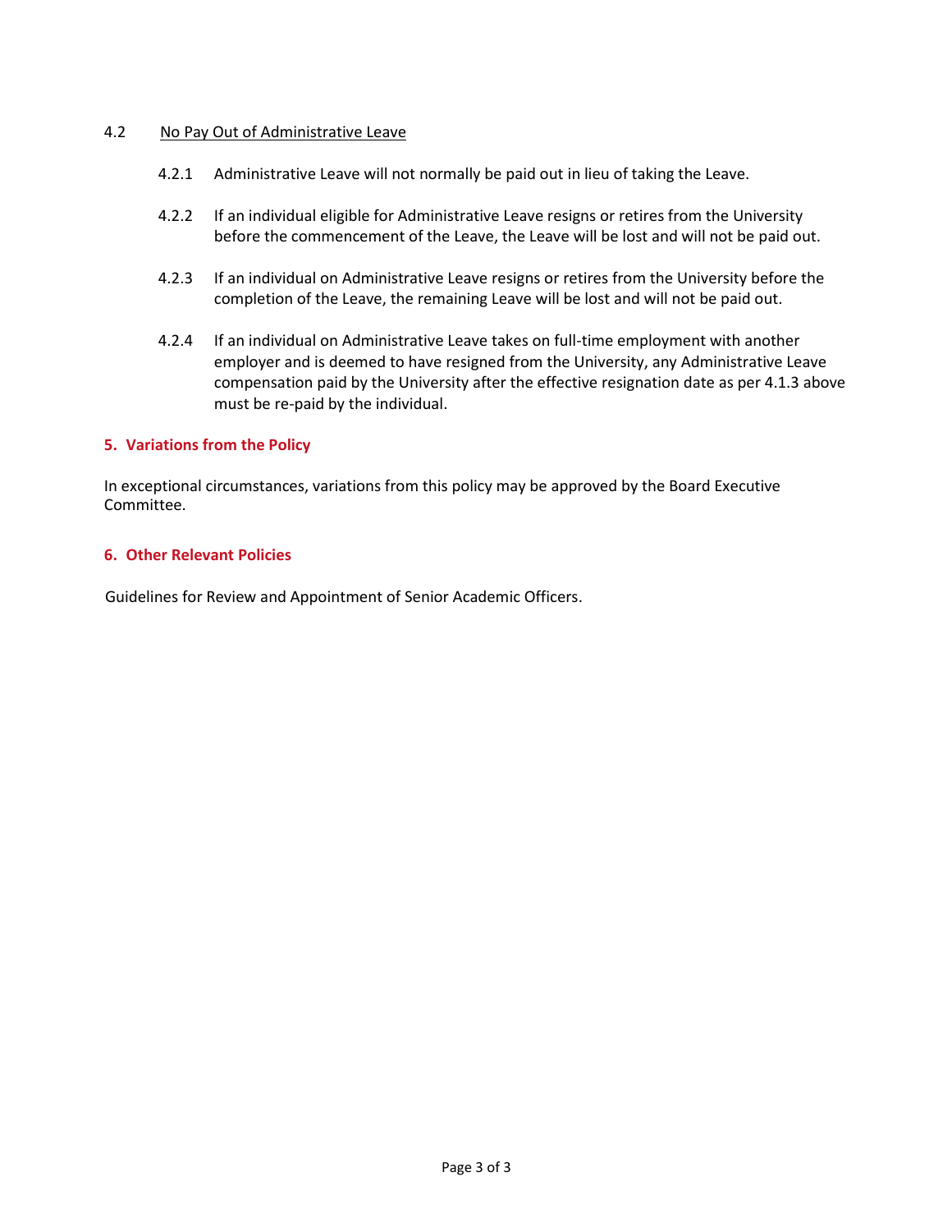### 4.2 No Pay Out of Administrative Leave

4.2.1 Administrative Leave will not normally be paid out in lieu of taking the Leave.

4.2.2 If an individual eligible for Administrative Leave resigns or retires from the University before the commencement of the Leave, the Leave will be lost and will not be paid out.

4.2.3 If an individual on Administrative Leave resigns or retires from the University before the completion of the Leave, the remaining Leave will be lost and will not be paid out.

4.2.4 If an individual on Administrative Leave takes on full-time employment with another employer and is deemed to have resigned from the University, any Administrative Leave compensation paid by the University after the effective resignation date as per 4.1.3 above must be re-paid by the individual.

## 5. Variations from the Policy

In exceptional circumstances, variations from this policy may be approved by the Board Executive Committee.

## 6. Other Relevant Policies

Guidelines for Review and Appointment of Senior Academic Officers.